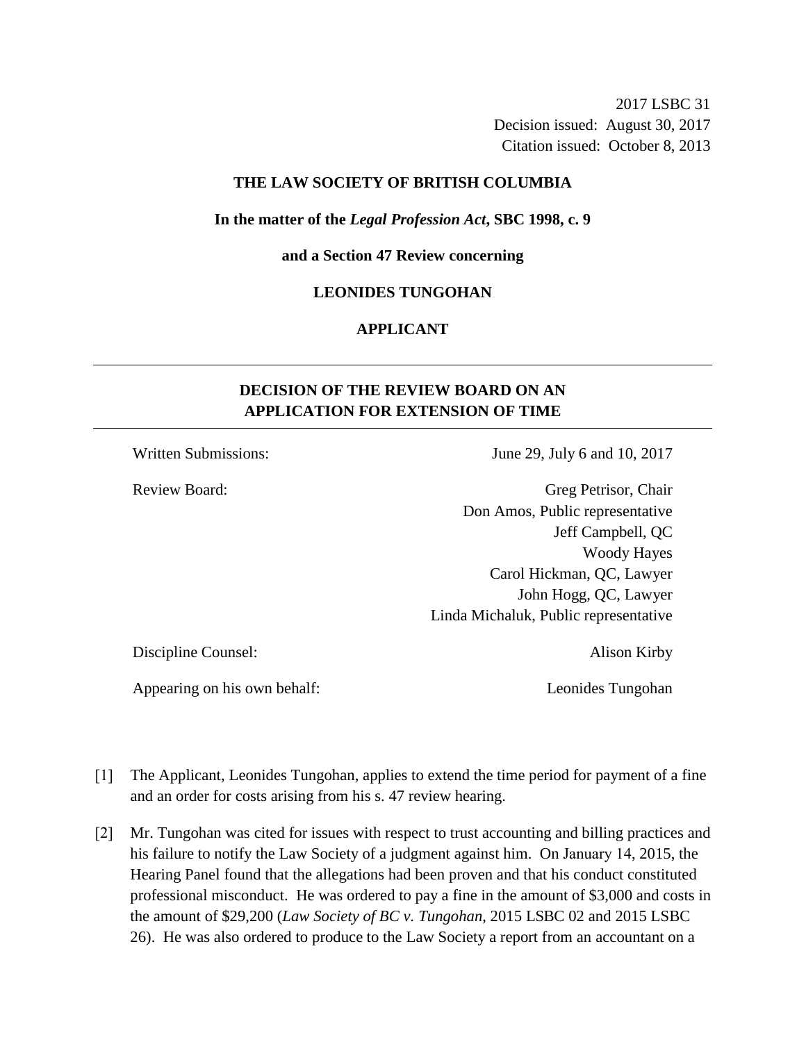2017 LSBC 31
Decision issued: August 30, 2017
Citation issued: October 8, 2013

**THE LAW SOCIETY OF BRITISH COLUMBIA**

**In the matter of the *Legal Profession Act*, SBC 1998, c. 9**

**and a Section 47 Review concerning**

**LEONIDES TUNGOHAN**

**APPLICANT**

---

## DECISION OF THE REVIEW BOARD ON AN APPLICATION FOR EXTENSION OF TIME

---

| | |
|---|---|
| Written Submissions: | June 29, July 6 and 10, 2017 |
| Review Board: | Greg Petrisor, Chair<br>Don Amos, Public representative<br>Jeff Campbell, QC<br>Woody Hayes<br>Carol Hickman, QC, Lawyer<br>John Hogg, QC, Lawyer<br>Linda Michaluk, Public representative |
| Discipline Counsel: | Alison Kirby |
| Appearing on his own behalf: | Leonides Tungohan |

[1] The Applicant, Leonides Tungohan, applies to extend the time period for payment of a fine and an order for costs arising from his s. 47 review hearing.

[2] Mr. Tungohan was cited for issues with respect to trust accounting and billing practices and his failure to notify the Law Society of a judgment against him. On January 14, 2015, the Hearing Panel found that the allegations had been proven and that his conduct constituted professional misconduct. He was ordered to pay a fine in the amount of $3,000 and costs in the amount of $29,200 (*Law Society of BC v. Tungohan*, 2015 LSBC 02 and 2015 LSBC 26). He was also ordered to produce to the Law Society a report from an accountant on a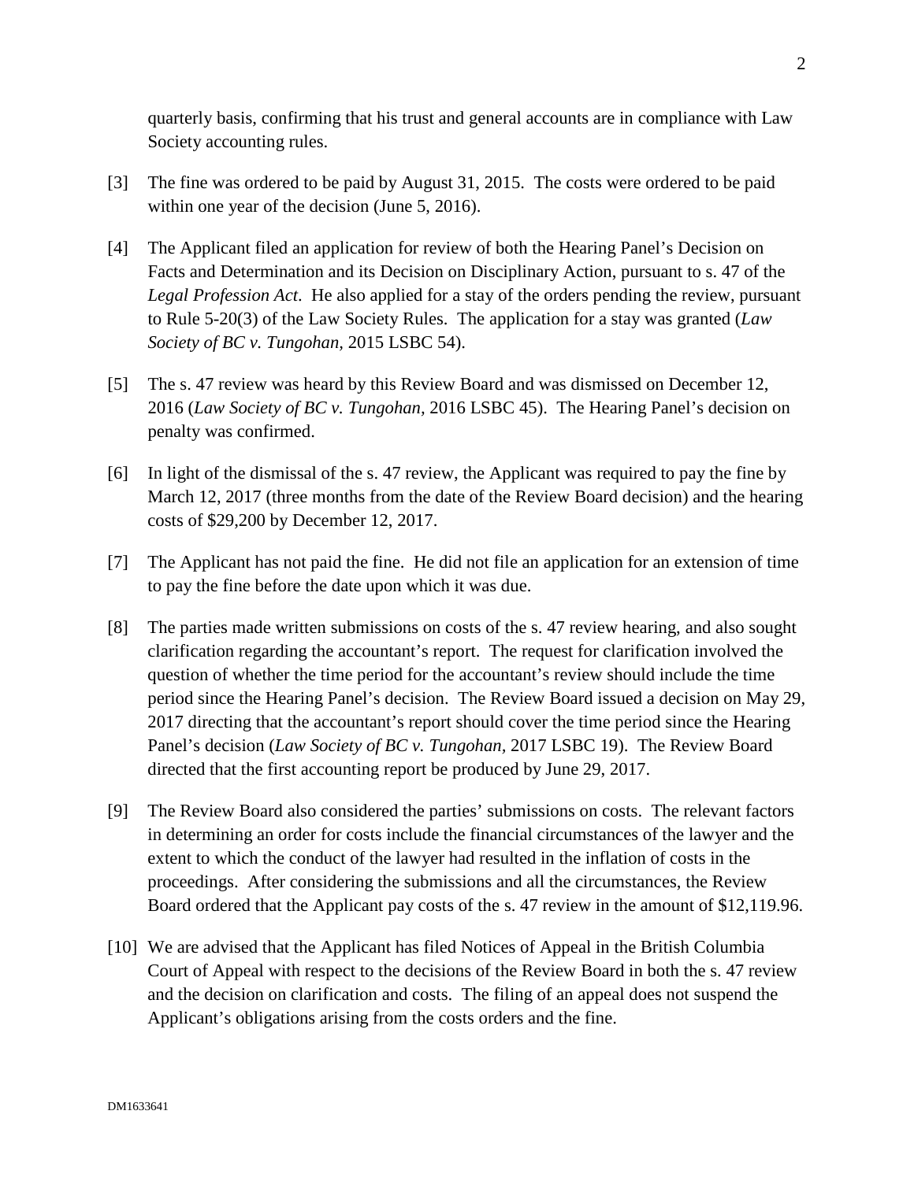quarterly basis, confirming that his trust and general accounts are in compliance with Law Society accounting rules.

[3] The fine was ordered to be paid by August 31, 2015. The costs were ordered to be paid within one year of the decision (June 5, 2016).

[4] The Applicant filed an application for review of both the Hearing Panel's Decision on Facts and Determination and its Decision on Disciplinary Action, pursuant to s. 47 of the *Legal Profession Act*. He also applied for a stay of the orders pending the review, pursuant to Rule 5-20(3) of the Law Society Rules. The application for a stay was granted (*Law Society of BC v. Tungohan,* 2015 LSBC 54).

[5] The s. 47 review was heard by this Review Board and was dismissed on December 12, 2016 (*Law Society of BC v. Tungohan,* 2016 LSBC 45). The Hearing Panel's decision on penalty was confirmed.

[6] In light of the dismissal of the s. 47 review, the Applicant was required to pay the fine by March 12, 2017 (three months from the date of the Review Board decision) and the hearing costs of $29,200 by December 12, 2017.

[7] The Applicant has not paid the fine. He did not file an application for an extension of time to pay the fine before the date upon which it was due.

[8] The parties made written submissions on costs of the s. 47 review hearing, and also sought clarification regarding the accountant's report. The request for clarification involved the question of whether the time period for the accountant's review should include the time period since the Hearing Panel's decision. The Review Board issued a decision on May 29, 2017 directing that the accountant's report should cover the time period since the Hearing Panel's decision (*Law Society of BC v. Tungohan,* 2017 LSBC 19). The Review Board directed that the first accounting report be produced by June 29, 2017.

[9] The Review Board also considered the parties' submissions on costs. The relevant factors in determining an order for costs include the financial circumstances of the lawyer and the extent to which the conduct of the lawyer had resulted in the inflation of costs in the proceedings. After considering the submissions and all the circumstances, the Review Board ordered that the Applicant pay costs of the s. 47 review in the amount of $12,119.96.

[10] We are advised that the Applicant has filed Notices of Appeal in the British Columbia Court of Appeal with respect to the decisions of the Review Board in both the s. 47 review and the decision on clarification and costs. The filing of an appeal does not suspend the Applicant's obligations arising from the costs orders and the fine.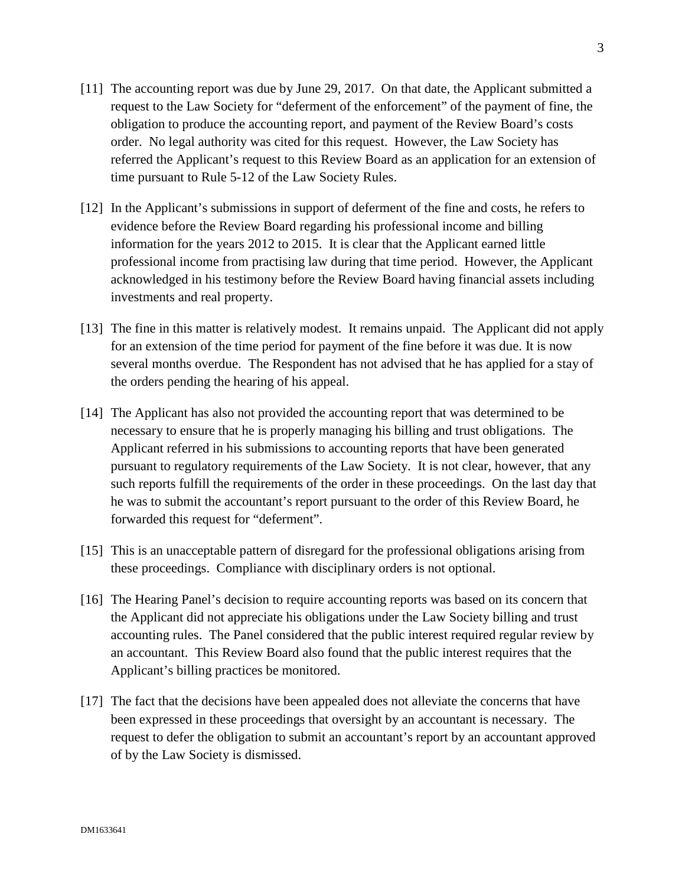[11] The accounting report was due by June 29, 2017. On that date, the Applicant submitted a request to the Law Society for "deferment of the enforcement" of the payment of fine, the obligation to produce the accounting report, and payment of the Review Board's costs order. No legal authority was cited for this request. However, the Law Society has referred the Applicant's request to this Review Board as an application for an extension of time pursuant to Rule 5-12 of the Law Society Rules.

[12] In the Applicant's submissions in support of deferment of the fine and costs, he refers to evidence before the Review Board regarding his professional income and billing information for the years 2012 to 2015. It is clear that the Applicant earned little professional income from practising law during that time period. However, the Applicant acknowledged in his testimony before the Review Board having financial assets including investments and real property.

[13] The fine in this matter is relatively modest. It remains unpaid. The Applicant did not apply for an extension of the time period for payment of the fine before it was due. It is now several months overdue. The Respondent has not advised that he has applied for a stay of the orders pending the hearing of his appeal.

[14] The Applicant has also not provided the accounting report that was determined to be necessary to ensure that he is properly managing his billing and trust obligations. The Applicant referred in his submissions to accounting reports that have been generated pursuant to regulatory requirements of the Law Society. It is not clear, however, that any such reports fulfill the requirements of the order in these proceedings. On the last day that he was to submit the accountant's report pursuant to the order of this Review Board, he forwarded this request for "deferment".

[15] This is an unacceptable pattern of disregard for the professional obligations arising from these proceedings. Compliance with disciplinary orders is not optional.

[16] The Hearing Panel's decision to require accounting reports was based on its concern that the Applicant did not appreciate his obligations under the Law Society billing and trust accounting rules. The Panel considered that the public interest required regular review by an accountant. This Review Board also found that the public interest requires that the Applicant's billing practices be monitored.

[17] The fact that the decisions have been appealed does not alleviate the concerns that have been expressed in these proceedings that oversight by an accountant is necessary. The request to defer the obligation to submit an accountant's report by an accountant approved of by the Law Society is dismissed.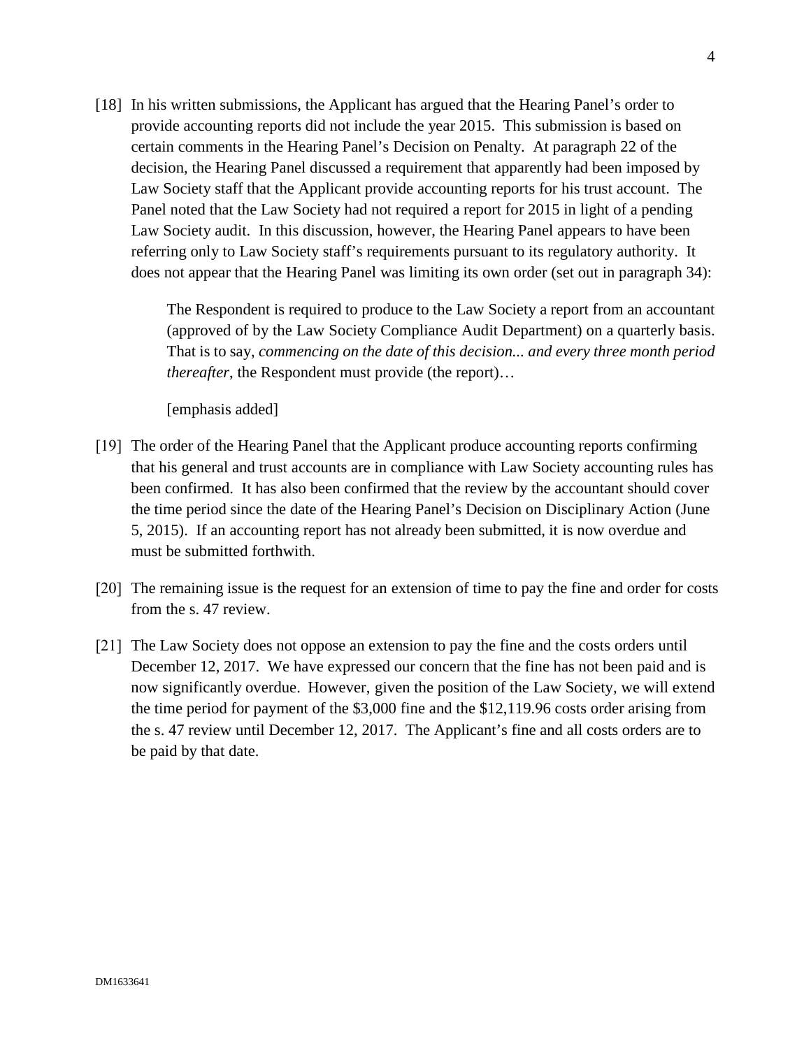[18] In his written submissions, the Applicant has argued that the Hearing Panel's order to provide accounting reports did not include the year 2015. This submission is based on certain comments in the Hearing Panel's Decision on Penalty. At paragraph 22 of the decision, the Hearing Panel discussed a requirement that apparently had been imposed by Law Society staff that the Applicant provide accounting reports for his trust account. The Panel noted that the Law Society had not required a report for 2015 in light of a pending Law Society audit. In this discussion, however, the Hearing Panel appears to have been referring only to Law Society staff's requirements pursuant to its regulatory authority. It does not appear that the Hearing Panel was limiting its own order (set out in paragraph 34):

> The Respondent is required to produce to the Law Society a report from an accountant (approved of by the Law Society Compliance Audit Department) on a quarterly basis. That is to say, *commencing on the date of this decision... and every three month period thereafter*, the Respondent must provide (the report)…
>
> [emphasis added]

[19] The order of the Hearing Panel that the Applicant produce accounting reports confirming that his general and trust accounts are in compliance with Law Society accounting rules has been confirmed. It has also been confirmed that the review by the accountant should cover the time period since the date of the Hearing Panel's Decision on Disciplinary Action (June 5, 2015). If an accounting report has not already been submitted, it is now overdue and must be submitted forthwith.

[20] The remaining issue is the request for an extension of time to pay the fine and order for costs from the s. 47 review.

[21] The Law Society does not oppose an extension to pay the fine and the costs orders until December 12, 2017. We have expressed our concern that the fine has not been paid and is now significantly overdue. However, given the position of the Law Society, we will extend the time period for payment of the $3,000 fine and the $12,119.96 costs order arising from the s. 47 review until December 12, 2017. The Applicant's fine and all costs orders are to be paid by that date.

DM1633641